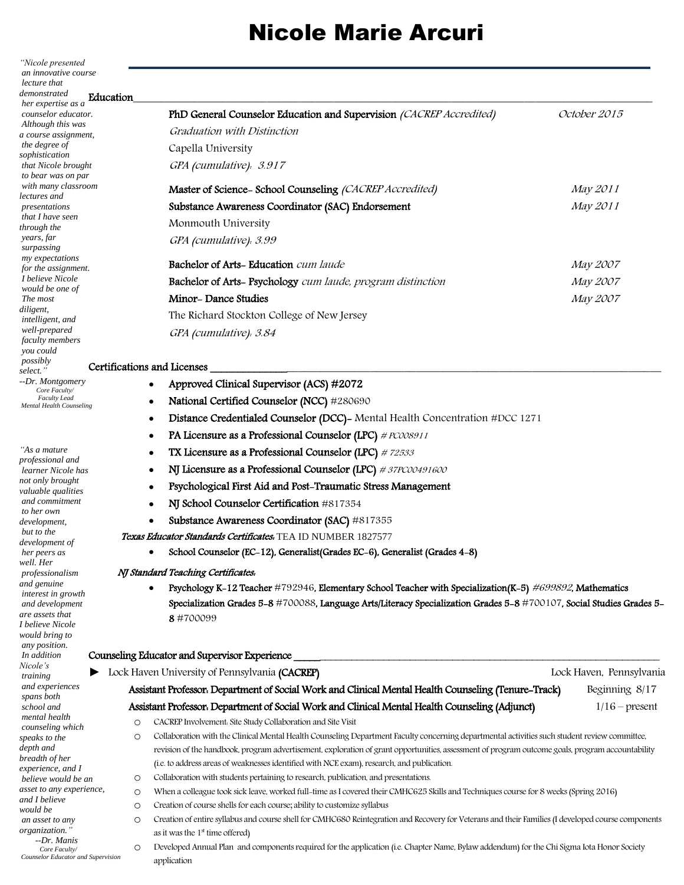# Nicole Marie Arcuri

> *"Nicole presented an innovative course lecture that demonstrated her expertise as a counselor educator. Although this was a course assignment, the degree of sophistication that Nicole brought to bear was on par with many classroom lectures and presentations that I have seen through the years, far surpassing my expectations for the assignment. I believe Nicole would be one of The most diligent, intelligent, and well-prepared faculty members you could possibly select."*
> --Dr. Montgomery
> Core Faculty/ Faculty Lead Mental Health Counseling

> *"As a mature professional and learner Nicole has not only brought valuable qualities and commitment to her own development, but to the development of her peers as well. Her professionalism and genuine interest in growth and development are assets that I believe Nicole would bring to any position. In addition Nicole's training and experiences spans both school and mental health counseling which speaks to the depth and breadth of her experience, and I believe would be an asset to any experience, and I believe would be an asset to any organization."*
> --Dr. Manis
> Core Faculty/ Counselor Educator and Supervision

## Education

**PhD General Counselor Education and Supervision** *(CACREP Accredited)* — *October 2015*
*Graduation with Distinction*
Capella University
*GPA (cumulative): 3.917*

**Master of Science- School Counseling** *(CACREP Accredited)* — *May 2011*
**Substance Awareness Coordinator (SAC) Endorsement** — *May 2011*
Monmouth University
*GPA (cumulative): 3.99*

**Bachelor of Arts- Education** *cum laude* — *May 2007*
**Bachelor of Arts- Psychology** *cum laude, program distinction* — *May 2007*
**Minor- Dance Studies** — *May 2007*
The Richard Stockton College of New Jersey
*GPA (cumulative): 3.84*

## Certifications and Licenses

- **Approved Clinical Supervisor (ACS) #2072**
- **National Certified Counselor (NCC)** #280690
- **Distance Credentialed Counselor (DCC)**- Mental Health Concentration #DCC 1271
- **PA Licensure as a Professional Counselor (LPC)** *# PC008911*
- **TX Licensure as a Professional Counselor (LPC)** *# 72533*
- **NJ Licensure as a Professional Counselor (LPC)** *# 37PC00491600*
- **Psychological First Aid and Post-Traumatic Stress Management**
- **NJ School Counselor Certification** #817354
- **Substance Awareness Coordinator (SAC)** #817355

***Texas Educator Standards Certificates:*** TEA ID NUMBER 1827577

- **School Counselor (EC-12), Generalist(Grades EC-6), Generalist (Grades 4-8)**

***NJ Standard Teaching Certificates:***

- **Psychology K-12 Teacher** #792946, **Elementary School Teacher with Specialization(K-5)** *#699892*, **Mathematics Specialization Grades 5-8** #700088, **Language Arts/Literacy Specialization Grades 5-8** #700107, **Social Studies Grades 5-8** #700099

## Counseling Educator and Supervisor Experience

► Lock Haven University of Pennsylvania **(CACREP)** — Lock Haven, Pennsylvania

**Assistant Professor: Department of Social Work and Clinical Mental Health Counseling (Tenure-Track)** — Beginning 8/17
**Assistant Professor: Department of Social Work and Clinical Mental Health Counseling (Adjunct)** — 1/16 – present

- CACREP Involvement: Site Study Collaboration and Site Visit
- Collaboration with the Clinical Mental Health Counseling Department Faculty concerning departmental activities such student review committee, revision of the handbook, program advertisement, exploration of grant opportunities, assessment of program outcome goals, program accountability (i.e. to address areas of weaknesses identified with NCE exam), research, and publication.
- Collaboration with students pertaining to research, publication, and presentations.
- When a colleague took sick leave, worked full-time as I covered their CMHC625 Skills and Techniques course for 8 weeks (Spring 2016)
- Creation of course shells for each course; ability to customize syllabus
- Creation of entire syllabus and course shell for CMHC680 Reintegration and Recovery for Veterans and their Families (I developed course components as it was the 1st time offered)
- Developed Annual Plan and components required for the application (i.e. Chapter Name, Bylaw addendum) for the Chi Sigma Iota Honor Society application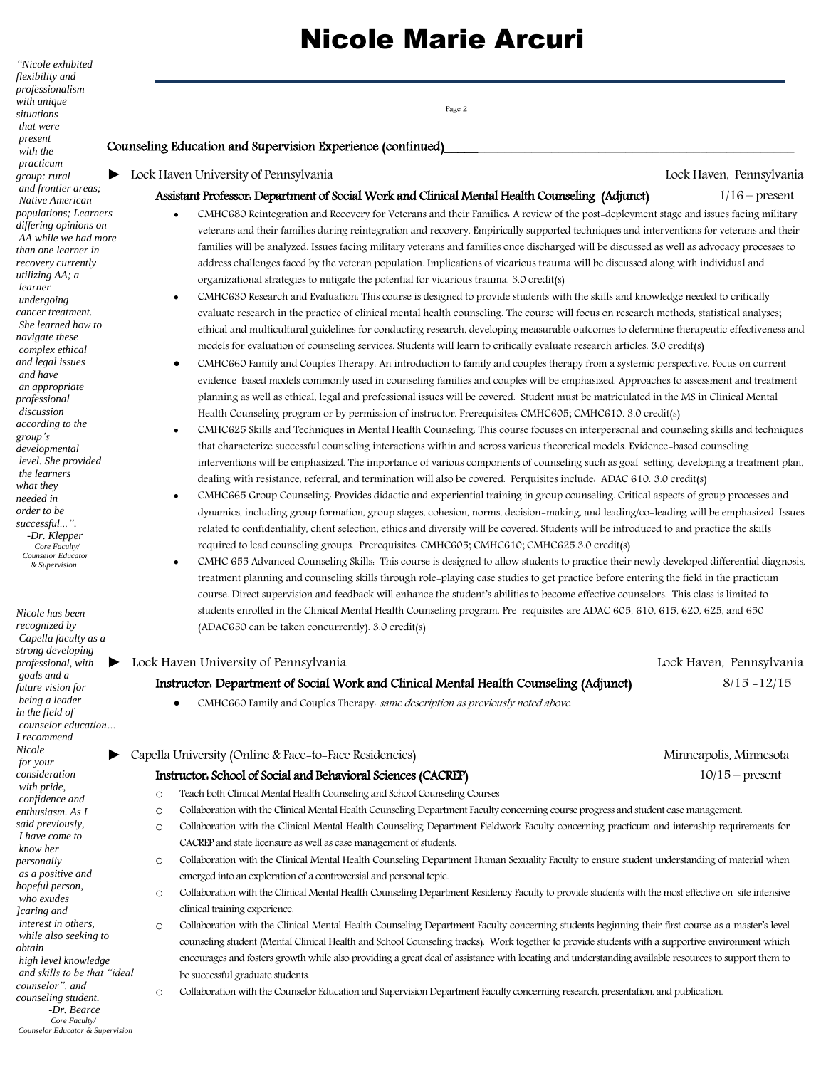# Nicole Marie Arcuri

## Counseling Education and Supervision Experience (continued)

► Lock Haven University of Pennsylvania — Lock Haven, Pennsylvania

**Assistant Professor: Department of Social Work and Clinical Mental Health Counseling (Adjunct)** — 1/16 – present

- CMHC680 Reintegration and Recovery for Veterans and their Families: A review of the post-deployment stage and issues facing military veterans and their families during reintegration and recovery. Empirically supported techniques and interventions for veterans and their families will be analyzed. Issues facing military veterans and families once discharged will be discussed as well as advocacy processes to address challenges faced by the veteran population. Implications of vicarious trauma will be discussed along with individual and organizational strategies to mitigate the potential for vicarious trauma. 3.0 credit(s)
- CMHC630 Research and Evaluation: This course is designed to provide students with the skills and knowledge needed to critically evaluate research in the practice of clinical mental health counseling. The course will focus on research methods, statistical analyses; ethical and multicultural guidelines for conducting research, developing measurable outcomes to determine therapeutic effectiveness and models for evaluation of counseling services. Students will learn to critically evaluate research articles. 3.0 credit(s)
- CMHC660 Family and Couples Therapy: An introduction to family and couples therapy from a systemic perspective. Focus on current evidence-based models commonly used in counseling families and couples will be emphasized. Approaches to assessment and treatment planning as well as ethical, legal and professional issues will be covered. Student must be matriculated in the MS in Clinical Mental Health Counseling program or by permission of instructor. Prerequisites: CMHC605; CMHC610. 3.0 credit(s)
- CMHC625 Skills and Techniques in Mental Health Counseling: This course focuses on interpersonal and counseling skills and techniques that characterize successful counseling interactions within and across various theoretical models. Evidence-based counseling interventions will be emphasized. The importance of various components of counseling such as goal-setting, developing a treatment plan, dealing with resistance, referral, and termination will also be covered. Perquisites include: ADAC 610. 3.0 credit(s)
- CMHC665 Group Counseling: Provides didactic and experiential training in group counseling. Critical aspects of group processes and dynamics, including group formation, group stages, cohesion, norms, decision-making, and leading/co-leading will be emphasized. Issues related to confidentiality, client selection, ethics and diversity will be covered. Students will be introduced to and practice the skills required to lead counseling groups. Prerequisites: CMHC605; CMHC610; CMHC625.3.0 credit(s)
- CMHC 655 Advanced Counseling Skills: This course is designed to allow students to practice their newly developed differential diagnosis, treatment planning and counseling skills through role-playing case studies to get practice before entering the field in the practicum course. Direct supervision and feedback will enhance the student's abilities to become effective counselors. This class is limited to students enrolled in the Clinical Mental Health Counseling program. Pre-requisites are ADAC 605, 610, 615, 620, 625, and 650 (ADAC650 can be taken concurrently). 3.0 credit(s)

► Lock Haven University of Pennsylvania — Lock Haven, Pennsylvania

**Instructor: Department of Social Work and Clinical Mental Health Counseling (Adjunct)** — 8/15 -12/15

- CMHC660 Family and Couples Therapy: *same description as previously noted above.*

► Capella University (Online & Face-to-Face Residencies) — Minneapolis, Minnesota

**Instructor: School of Social and Behavioral Sciences (CACREP)** — 10/15 – present

- Teach both Clinical Mental Health Counseling and School Counseling Courses
- Collaboration with the Clinical Mental Health Counseling Department Faculty concerning course progress and student case management.
- Collaboration with the Clinical Mental Health Counseling Department Fieldwork Faculty concerning practicum and internship requirements for CACREP and state licensure as well as case management of students.
- Collaboration with the Clinical Mental Health Counseling Department Human Sexuality Faculty to ensure student understanding of material when emerged into an exploration of a controversial and personal topic.
- Collaboration with the Clinical Mental Health Counseling Department Residency Faculty to provide students with the most effective on-site intensive clinical training experience.
- Collaboration with the Clinical Mental Health Counseling Department Faculty concerning students beginning their first course as a master's level counseling student (Mental Clinical Health and School Counseling tracks). Work together to provide students with a supportive environment which encourages and fosters growth while also providing a great deal of assistance with locating and understanding available resources to support them to be successful graduate students.
- Collaboration with the Counselor Education and Supervision Department Faculty concerning research, presentation, and publication.

*"Nicole exhibited flexibility and professionalism with unique situations that were present with the practicum group: rural and frontier areas; Native American populations; Learners differing opinions on AA while we had more than one learner in recovery currently utilizing AA; a learner undergoing cancer treatment. She learned how to navigate these complex ethical and legal issues and have an appropriate professional discussion according to the group's developmental level. She provided the learners what they needed in order to be successful...".*
*-Dr. Klepper*
*Core Faculty/ Counselor Educator & Supervision*

*Nicole has been recognized by Capella faculty as a strong developing professional, with goals and a future vision for being a leader in the field of counselor education… I recommend Nicole for your consideration with pride, confidence and enthusiasm. As I said previously, I have come to know her personally as a positive and hopeful person, who exudes ]caring and interest in others, while also seeking to obtain high level knowledge and skills to be that "ideal counselor", and counseling student.*
*-Dr. Bearce*
*Core Faculty/ Counselor Educator & Supervision*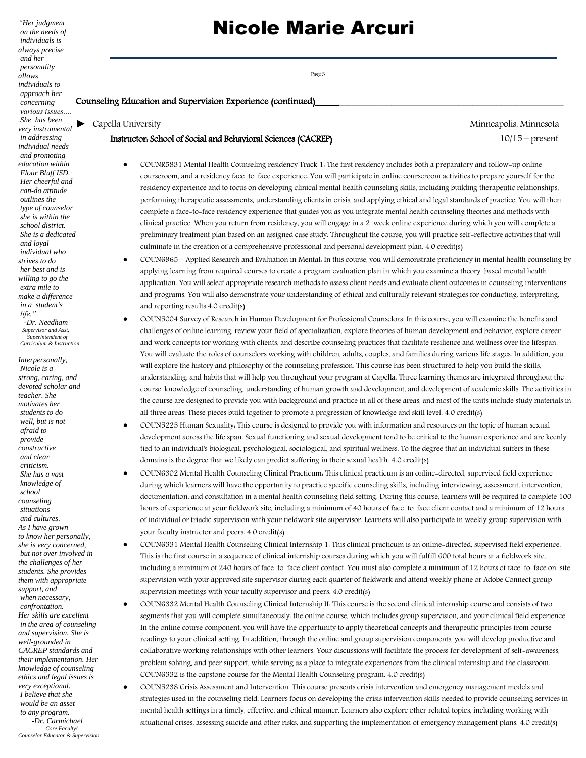# Nicole Marie Arcuri

## Counseling Education and Supervision Experience (continued)

► Capella University — Minneapolis, Minnesota

**Instructor: School of Social and Behavioral Sciences (CACREP)** — 10/15 – present

- COUNR5831 Mental Health Counseling residency Track 1: The first residency includes both a preparatory and follow-up online courseroom, and a residency face-to-face experience. You will participate in online courseroom activities to prepare yourself for the residency experience and to focus on developing clinical mental health counseling skills, including building therapeutic relationships, performing therapeutic assessments, understanding clients in crisis, and applying ethical and legal standards of practice. You will then complete a face-to-face residency experience that guides you as you integrate mental health counseling theories and methods with clinical practice. When you return from residency, you will engage in a 2-week online experience during which you will complete a preliminary treatment plan based on an assigned case study. Throughout the course, you will practice self-reflective activities that will culminate in the creation of a comprehensive professional and personal development plan. 4.0 credit(s)
- COUN6965 – Applied Research and Evaluation in Mental: In this course, you will demonstrate proficiency in mental health counseling by applying learning from required courses to create a program evaluation plan in which you examine a theory-based mental health application. You will select appropriate research methods to assess client needs and evaluate client outcomes in counseling interventions and programs. You will also demonstrate your understanding of ethical and culturally relevant strategies for conducting, interpreting, and reporting results.4.0 credit(s)
- COUN5004 Survey of Research in Human Development for Professional Counselors: In this course, you will examine the benefits and challenges of online learning, review your field of specialization, explore theories of human development and behavior, explore career and work concepts for working with clients, and describe counseling practices that facilitate resilience and wellness over the lifespan. You will evaluate the roles of counselors working with children, adults, couples, and families during various life stages. In addition, you will explore the history and philosophy of the counseling profession. This course has been structured to help you build the skills, understanding, and habits that will help you throughout your program at Capella. Three learning themes are integrated throughout the course: knowledge of counseling, understanding of human growth and development, and development of academic skills. The activities in the course are designed to provide you with background and practice in all of these areas, and most of the units include study materials in all three areas. These pieces build together to promote a progression of knowledge and skill level. 4.0 credit(s)
- COUN5225 Human Sexuality: This course is designed to provide you with information and resources on the topic of human sexual development across the life span. Sexual functioning and sexual development tend to be critical to the human experience and are keenly tied to an individual's biological, psychological, sociological, and spiritual wellness. To the degree that an individual suffers in these domains is the degree that we likely can predict suffering in their sexual health. 4.0 credit(s)
- COUN6302 Mental Health Counseling Clinical Practicum: This clinical practicum is an online-directed, supervised field experience during which learners will have the opportunity to practice specific counseling skills, including interviewing, assessment, intervention, documentation, and consultation in a mental health counseling field setting. During this course, learners will be required to complete 100 hours of experience at your fieldwork site, including a minimum of 40 hours of face-to-face client contact and a minimum of 12 hours of individual or triadic supervision with your fieldwork site supervisor. Learners will also participate in weekly group supervision with your faculty instructor and peers. 4.0 credit(s)
- COUN6331 Mental Health Counseling Clinical Internship 1: This clinical practicum is an online-directed, supervised field experience. This is the first course in a sequence of clinical internship courses during which you will fulfill 600 total hours at a fieldwork site, including a minimum of 240 hours of face-to-face client contact. You must also complete a minimum of 12 hours of face-to-face on-site supervision with your approved site supervisor during each quarter of fieldwork and attend weekly phone or Adobe Connect group supervision meetings with your faculty supervisor and peers. 4.0 credit(s)
- COUN6332 Mental Health Counseling Clinical Internship II: This course is the second clinical internship course and consists of two segments that you will complete simultaneously: the online course, which includes group supervision, and your clinical field experience. In the online course component, you will have the opportunity to apply theoretical concepts and therapeutic principles from course readings to your clinical setting. In addition, through the online and group supervision components, you will develop productive and collaborative working relationships with other learners. Your discussions will facilitate the process for development of self-awareness, problem solving, and peer support, while serving as a place to integrate experiences from the clinical internship and the classroom. COUN6332 is the capstone course for the Mental Health Counseling program. 4.0 credit(s)
- COUN5238 Crisis Assessment and Intervention: This course presents crisis intervention and emergency management models and strategies used in the counseling field. Learners focus on developing the crisis intervention skills needed to provide counseling services in mental health settings in a timely, effective, and ethical manner. Learners also explore other related topics, including working with situational crises, assessing suicide and other risks, and supporting the implementation of emergency management plans. 4.0 credit(s)

*"Her judgment on the needs of individuals is always precise and her personality allows individuals to approach her concerning various issues…. .She has been very instrumental in addressing individual needs and promoting education within Flour Bluff ISD. Her cheerful and can-do attitude outlines the type of counselor she is within the school district. She is a dedicated and loyal individual who strives to do her best and is willing to go the extra mile to make a difference in a student's life."*

*-Dr. Needham*
*Supervisor and Asst. Superintendent of Curriculum & Instruction*

*Interpersonally, Nicole is a strong, caring, and devoted scholar and teacher. She motivates her students to do well, but is not afraid to provide constructive and clear criticism. She has a vast knowledge of school counseling situations and cultures. As I have grown to know her personally, she is very concerned, but not over involved in the challenges of her students. She provides them with appropriate support, and when necessary, confrontation. Her skills are excellent in the area of counseling and supervision. She is well-grounded in CACREP standards and their implementation. Her knowledge of counseling ethics and legal issues is very exceptional. I believe that she would be an asset to any program.*

*-Dr. Carmichael*
*Core Faculty/ Counselor Educator & Supervision*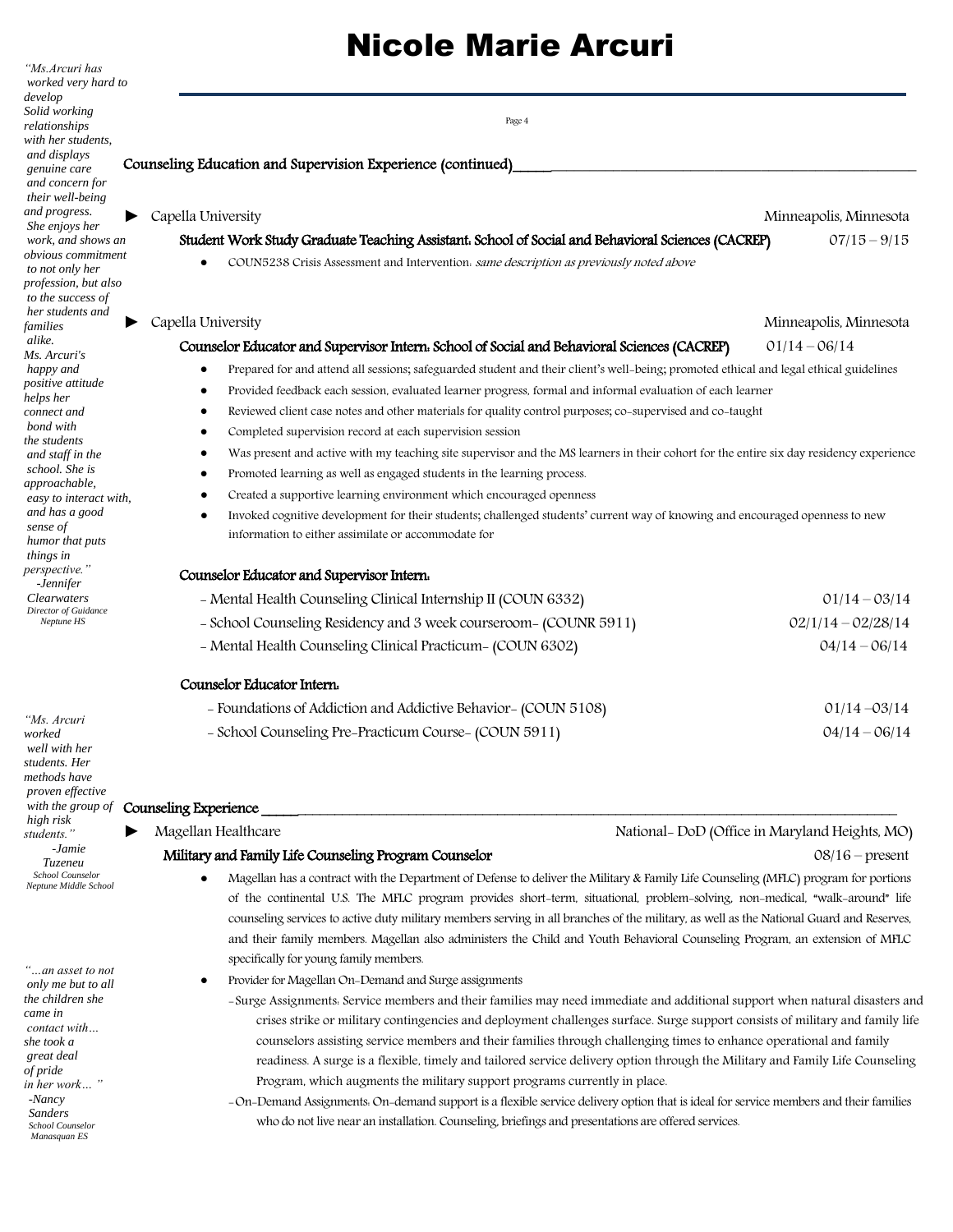# Nicole Marie Arcuri

> *"Ms.Arcuri has worked very hard to develop Solid working relationships with her students, and displays genuine care and concern for their well-being and progress. She enjoys her work, and shows an obvious commitment to not only her profession, but also to the success of her students and families alike. Ms. Arcuri's happy and positive attitude helps her connect and bond with the students and staff in the school. She is approachable, easy to interact with, and has a good sense of humor that puts things in perspective."*
> -Jennifer Clearwaters
> Director of Guidance
> Neptune HS

## Counseling Education and Supervision Experience (continued)

► Capella University — Minneapolis, Minnesota

**Student Work Study Graduate Teaching Assistant: School of Social and Behavioral Sciences (CACREP)** — 07/15 – 9/15

- COUN5238 Crisis Assessment and Intervention: *same description as previously noted above*

► Capella University — Minneapolis, Minnesota

**Counselor Educator and Supervisor Intern: School of Social and Behavioral Sciences (CACREP)** — 01/14 – 06/14

- Prepared for and attend all sessions; safeguarded student and their client's well-being; promoted ethical and legal ethical guidelines
- Provided feedback each session, evaluated learner progress, formal and informal evaluation of each learner
- Reviewed client case notes and other materials for quality control purposes; co-supervised and co-taught
- Completed supervision record at each supervision session
- Was present and active with my teaching site supervisor and the MS learners in their cohort for the entire six day residency experience
- Promoted learning as well as engaged students in the learning process.
- Created a supportive learning environment which encouraged openness
- Invoked cognitive development for their students; challenged students' current way of knowing and encouraged openness to new information to either assimilate or accommodate for

**Counselor Educator and Supervisor Intern:**

- Mental Health Counseling Clinical Internship II (COUN 6332) — 01/14 – 03/14
- School Counseling Residency and 3 week courseroom- (COUNR 5911) — 02/1/14 – 02/28/14
- Mental Health Counseling Clinical Practicum- (COUN 6302) — 04/14 – 06/14

**Counselor Educator Intern:**

- Foundations of Addiction and Addictive Behavior- (COUN 5108) — 01/14 –03/14
- School Counseling Pre-Practicum Course- (COUN 5911) — 04/14 – 06/14

> *"Ms. Arcuri worked well with her students. Her methods have proven effective with the group of high risk students."*
> -Jamie Tuzeneu
> School Counselor
> Neptune Middle School

## Counseling Experience

► Magellan Healthcare — National- DoD (Office in Maryland Heights, MO)

**Military and Family Life Counseling Program Counselor** — 08/16 – present

- Magellan has a contract with the Department of Defense to deliver the Military & Family Life Counseling (MFLC) program for portions of the continental U.S. The MFLC program provides short-term, situational, problem-solving, non-medical, "walk-around" life counseling services to active duty military members serving in all branches of the military, as well as the National Guard and Reserves, and their family members. Magellan also administers the Child and Youth Behavioral Counseling Program, an extension of MFLC specifically for young family members.
- Provider for Magellan On-Demand and Surge assignments
  - Surge Assignments: Service members and their families may need immediate and additional support when natural disasters and crises strike or military contingencies and deployment challenges surface. Surge support consists of military and family life counselors assisting service members and their families through challenging times to enhance operational and family readiness. A surge is a flexible, timely and tailored service delivery option through the Military and Family Life Counseling Program, which augments the military support programs currently in place.
  - On-Demand Assignments: On-demand support is a flexible service delivery option that is ideal for service members and their families who do not live near an installation. Counseling, briefings and presentations are offered services.

> *"…an asset to not only me but to all the children she came in contact with… she took a great deal of pride in her work… "*
> -Nancy Sanders
> School Counselor
> Manasquan ES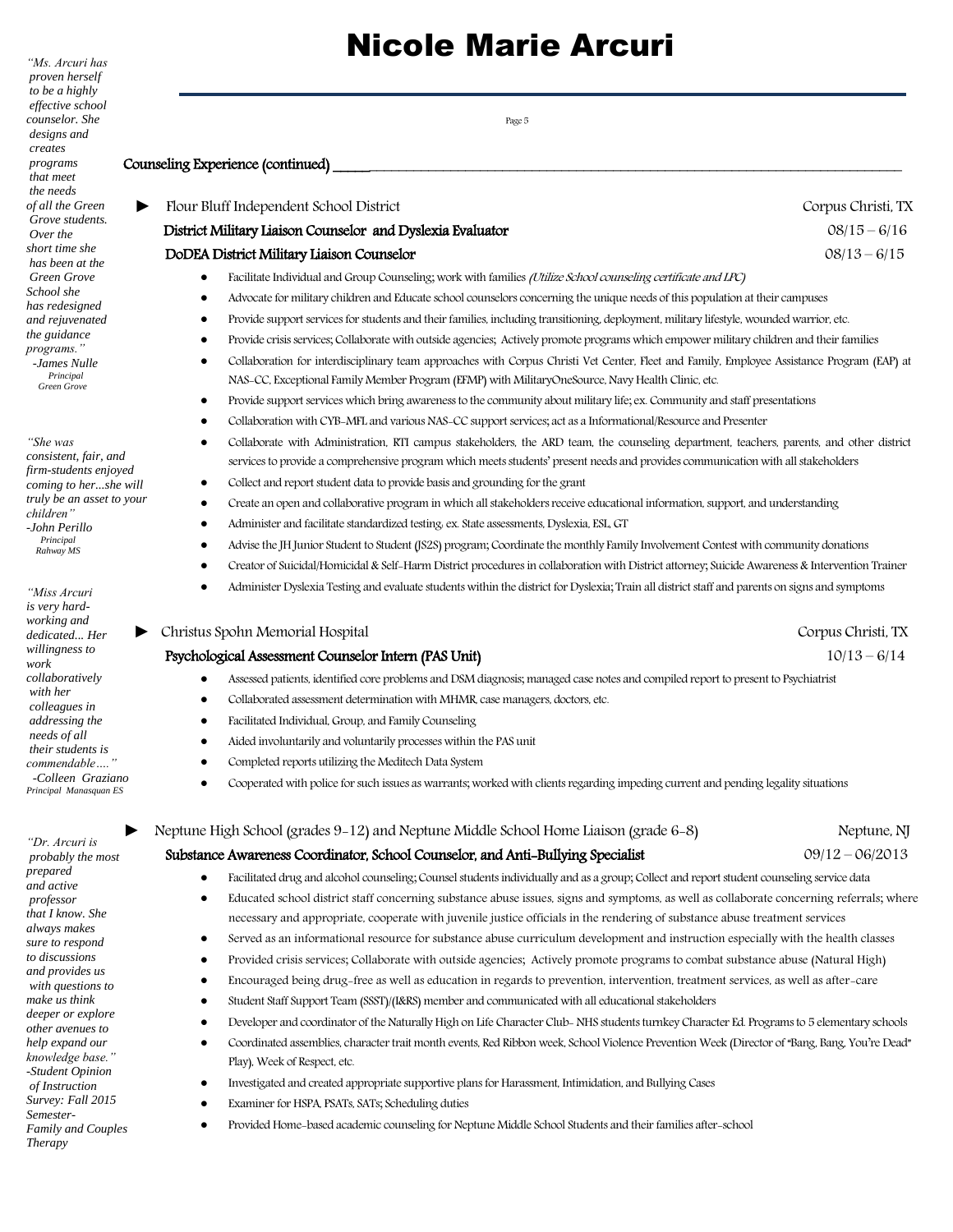# Nicole Marie Arcuri

*"Ms. Arcuri has proven herself to be a highly effective school counselor. She designs and creates programs that meet the needs of all the Green Grove students. Over the short time she has been at the Green Grove School she has redesigned and rejuvenated the guidance programs."*
*-James Nulle*
*Principal Green Grove*

*"She was consistent, fair, and firm-students enjoyed coming to her...she will truly be an asset to your children"*
*-John Perillo*
*Principal Rahway MS*

*"Miss Arcuri is very hard-working and dedicated... Her willingness to work collaboratively with her colleagues in addressing the needs of all their students is commendable…."*
*-Colleen Graziano*
*Principal Manasquan ES*

*"Dr. Arcuri is probably the most prepared and active professor that I know. She always makes sure to respond to discussions and provides us with questions to make us think deeper or explore other avenues to help expand our knowledge base."*
*-Student Opinion of Instruction Survey: Fall 2015 Semester-Family and Couples Therapy*

## Counseling Experience (continued)

► Flour Bluff Independent School District — Corpus Christi, TX

**District Military Liaison Counselor and Dyslexia Evaluator** — 08/15 – 6/16

**DoDEA District Military Liaison Counselor** — 08/13 – 6/15

- Facilitate Individual and Group Counseling; work with families *(Utilize School counseling certificate and LPC)*
- Advocate for military children and Educate school counselors concerning the unique needs of this population at their campuses
- Provide support services for students and their families, including transitioning, deployment, military lifestyle, wounded warrior, etc.
- Provide crisis services; Collaborate with outside agencies; Actively promote programs which empower military children and their families
- Collaboration for interdisciplinary team approaches with Corpus Christi Vet Center, Fleet and Family, Employee Assistance Program (EAP) at NAS-CC, Exceptional Family Member Program (EFMP) with MilitaryOneSource, Navy Health Clinic, etc.
- Provide support services which bring awareness to the community about military life; ex. Community and staff presentations
- Collaboration with CYB-MFL and various NAS-CC support services; act as a Informational/Resource and Presenter
- Collaborate with Administration, RTI campus stakeholders, the ARD team, the counseling department, teachers, parents, and other district services to provide a comprehensive program which meets students' present needs and provides communication with all stakeholders
- Collect and report student data to provide basis and grounding for the grant
- Create an open and collaborative program in which all stakeholders receive educational information, support, and understanding
- Administer and facilitate standardized testing; ex. State assessments, Dyslexia, ESL, GT
- Advise the JH Junior Student to Student (JS2S) program; Coordinate the monthly Family Involvement Contest with community donations
- Creator of Suicidal/Homicidal & Self-Harm District procedures in collaboration with District attorney; Suicide Awareness & Intervention Trainer
- Administer Dyslexia Testing and evaluate students within the district for Dyslexia; Train all district staff and parents on signs and symptoms

► Christus Spohn Memorial Hospital — Corpus Christi, TX

**Psychological Assessment Counselor Intern (PAS Unit)** — 10/13 – 6/14

- Assessed patients, identified core problems and DSM diagnosis; managed case notes and compiled report to present to Psychiatrist
- Collaborated assessment determination with MHMR, case managers, doctors, etc.
- Facilitated Individual, Group, and Family Counseling
- Aided involuntarily and voluntarily processes within the PAS unit
- Completed reports utilizing the Meditech Data System
- Cooperated with police for such issues as warrants; worked with clients regarding impeding current and pending legality situations

► Neptune High School (grades 9-12) and Neptune Middle School Home Liaison (grade 6-8) — Neptune, NJ

**Substance Awareness Coordinator, School Counselor, and Anti-Bullying Specialist** — 09/12 – 06/2013

- Facilitated drug and alcohol counseling; Counsel students individually and as a group; Collect and report student counseling service data
- Educated school district staff concerning substance abuse issues, signs and symptoms, as well as collaborate concerning referrals; where necessary and appropriate, cooperate with juvenile justice officials in the rendering of substance abuse treatment services
- Served as an informational resource for substance abuse curriculum development and instruction especially with the health classes
- Provided crisis services; Collaborate with outside agencies; Actively promote programs to combat substance abuse (Natural High)
- Encouraged being drug-free as well as education in regards to prevention, intervention, treatment services, as well as after-care
- Student Staff Support Team (SSST)/(I&RS) member and communicated with all educational stakeholders
- Developer and coordinator of the Naturally High on Life Character Club- NHS students turnkey Character Ed. Programs to 5 elementary schools
- Coordinated assemblies, character trait month events, Red Ribbon week, School Violence Prevention Week (Director of "Bang, Bang, You're Dead" Play), Week of Respect, etc.
- Investigated and created appropriate supportive plans for Harassment, Intimidation, and Bullying Cases
- Examiner for HSPA, PSATs, SATs; Scheduling duties
- Provided Home-based academic counseling for Neptune Middle School Students and their families after-school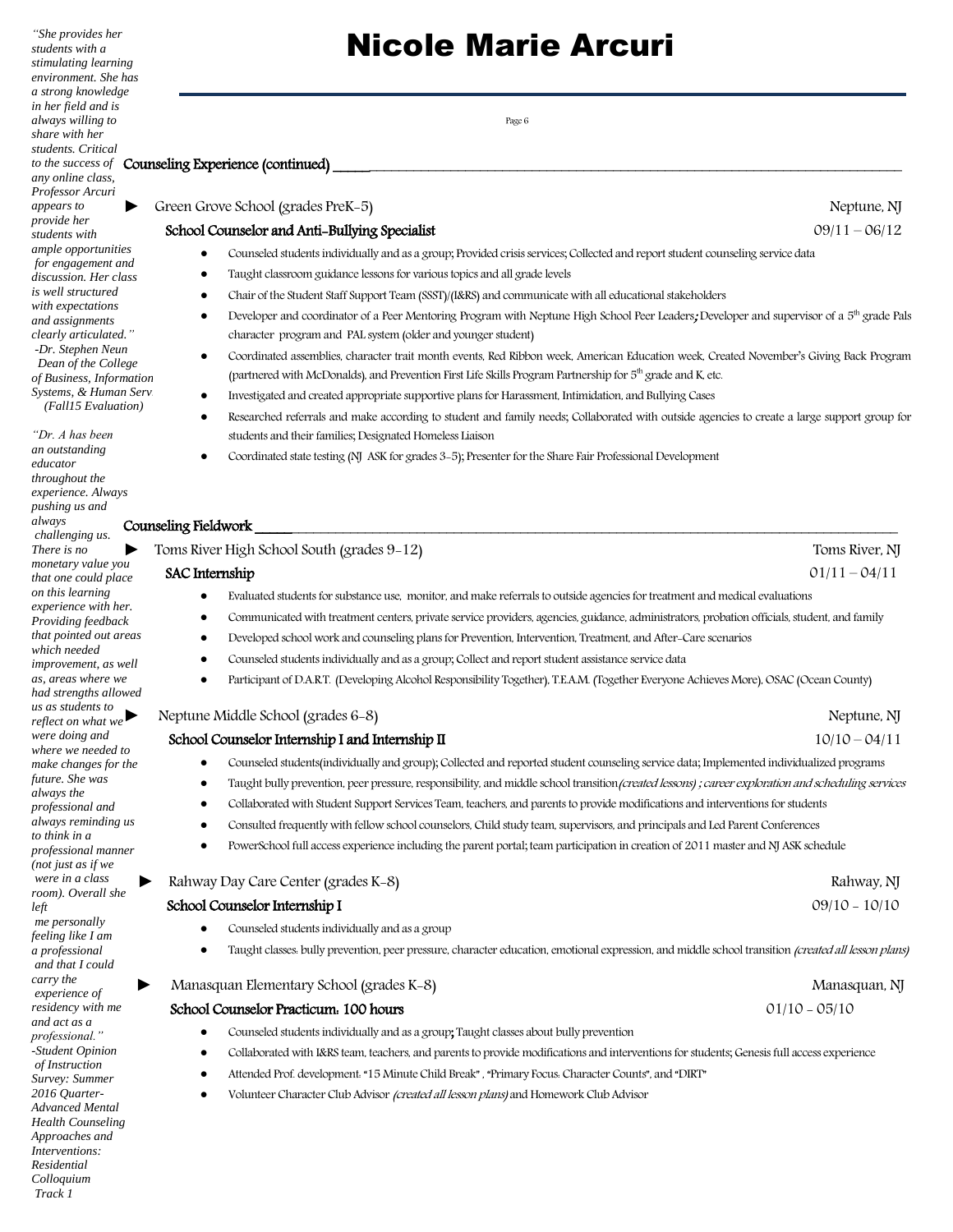# Nicole Marie Arcuri

*"She provides her students with a stimulating learning environment. She has a strong knowledge in her field and is always willing to share with her students. Critical to the success of any online class, Professor Arcuri appears to provide her students with ample opportunities for engagement and discussion. Her class is well structured with expectations and assignments clearly articulated."*
*-Dr. Stephen Neun Dean of the College of Business, Information Systems, & Human Serv. (Fall15 Evaluation)*

*"Dr. A has been an outstanding educator throughout the experience. Always pushing us and always challenging us. There is no monetary value you that one could place on this learning experience with her. Providing feedback that pointed out areas which needed improvement, as well as, areas where we had strengths allowed us as students to reflect on what we were doing and where we needed to make changes for the future. She was always the professional and always reminding us to think in a professional manner (not just as if we were in a class room). Overall she left me personally feeling like I am a professional and that I could carry the experience of residency with me and act as a professional."*
*-Student Opinion of Instruction Survey: Summer 2016 Quarter-Advanced Mental Health Counseling Approaches and Interventions: Residential Colloquium Track 1*

## Counseling Experience (continued)

► Green Grove School (grades PreK-5) — Neptune, NJ
**School Counselor and Anti-Bullying Specialist** — 09/11 – 06/12

- Counseled students individually and as a group; Provided crisis services; Collected and report student counseling service data
- Taught classroom guidance lessons for various topics and all grade levels
- Chair of the Student Staff Support Team (SSST)/(I&RS) and communicate with all educational stakeholders
- Developer and coordinator of a Peer Mentoring Program with Neptune High School Peer Leaders; Developer and supervisor of a 5th grade Pals character program and PAL system (older and younger student)
- Coordinated assemblies, character trait month events, Red Ribbon week, American Education week, Created November's Giving Back Program (partnered with McDonalds), and Prevention First Life Skills Program Partnership for 5th grade and K, etc.
- Investigated and created appropriate supportive plans for Harassment, Intimidation, and Bullying Cases
- Researched referrals and make according to student and family needs; Collaborated with outside agencies to create a large support group for students and their families; Designated Homeless Liaison
- Coordinated state testing (NJ ASK for grades 3-5); Presenter for the Share Fair Professional Development

## Counseling Fieldwork

► Toms River High School South (grades 9-12) — Toms River, NJ
**SAC Internship** — 01/11 – 04/11

- Evaluated students for substance use, monitor, and make referrals to outside agencies for treatment and medical evaluations
- Communicated with treatment centers, private service providers, agencies, guidance, administrators, probation officials, student, and family
- Developed school work and counseling plans for Prevention, Intervention, Treatment, and After-Care scenarios
- Counseled students individually and as a group; Collect and report student assistance service data
- Participant of D.A.R.T. (Developing Alcohol Responsibility Together), T.E.A.M. (Together Everyone Achieves More), OSAC (Ocean County)

► Neptune Middle School (grades 6-8) — Neptune, NJ
**School Counselor Internship I and Internship II** — 10/10 – 04/11

- Counseled students(individually and group); Collected and reported student counseling service data; Implemented individualized programs
- Taught bully prevention, peer pressure, responsibility, and middle school transition *(created lessons) ; career exploration and scheduling services*
- Collaborated with Student Support Services Team, teachers, and parents to provide modifications and interventions for students
- Consulted frequently with fellow school counselors, Child study team, supervisors, and principals and Led Parent Conferences
- PowerSchool full access experience including the parent portal; team participation in creation of 2011 master and NJ ASK schedule

► Rahway Day Care Center (grades K-8) — Rahway, NJ
**School Counselor Internship I** — 09/10 - 10/10

- Counseled students individually and as a group
- Taught classes: bully prevention, peer pressure, character education, emotional expression, and middle school transition *(created all lesson plans)*

► Manasquan Elementary School (grades K-8) — Manasquan, NJ
**School Counselor Practicum: 100 hours** — 01/10 - 05/10

- Counseled students individually and as a group; Taught classes about bully prevention
- Collaborated with I&RS team, teachers, and parents to provide modifications and interventions for students; Genesis full access experience
- Attended Prof. development: "15 Minute Child Break" , "Primary Focus: Character Counts", and "DIRT"
- Volunteer Character Club Advisor *(created all lesson plans)* and Homework Club Advisor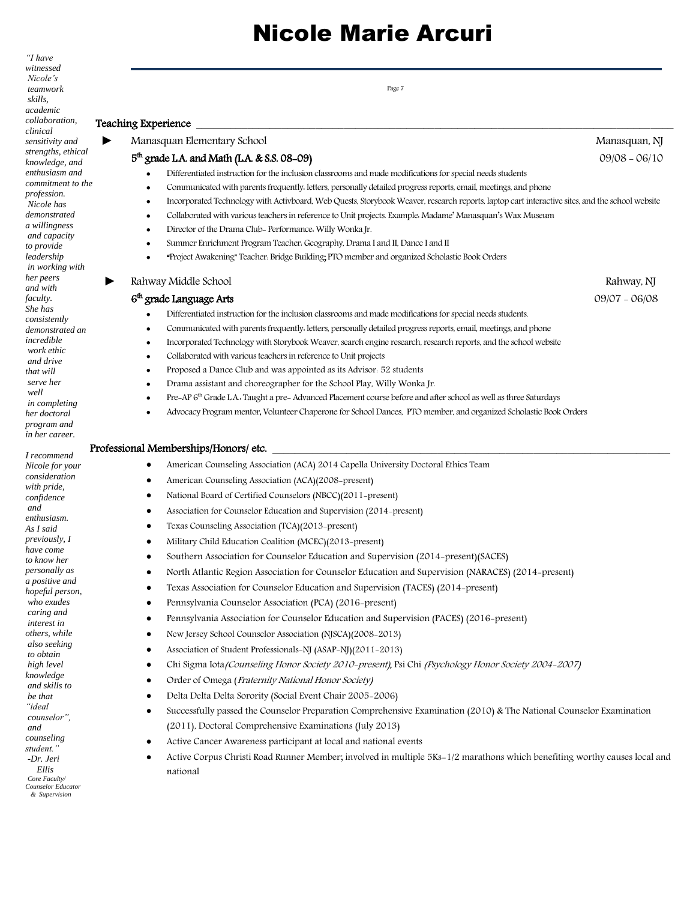# Nicole Marie Arcuri

*"I have witnessed Nicole's teamwork skills, academic collaboration, clinical sensitivity and strengths, ethical knowledge, and enthusiasm and commitment to the profession. Nicole has demonstrated a willingness and capacity to provide leadership in working with her peers and with faculty. She has consistently demonstrated an incredible work ethic and drive that will serve her well in completing her doctoral program and in her career.*

*I recommend Nicole for your consideration with pride, confidence and enthusiasm. As I said previously, I have come to know her personally as a positive and hopeful person, who exudes caring and interest in others, while also seeking to obtain high level knowledge and skills to be that "ideal counselor", and counseling student."*
*-Dr. Jeri Ellis*
*Core Faculty/ Counselor Educator & Supervision*

## Teaching Experience

► Manasquan Elementary School — Manasquan, NJ

**5th grade L.A. and Math (L.A. & S.S. 08-09)** — 09/08 - 06/10

- Differentiated instruction for the inclusion classrooms and made modifications for special needs students
- Communicated with parents frequently: letters, personally detailed progress reports, email, meetings, and phone
- Incorporated Technology with Activboard, Web Quests, Storybook Weaver, research reports, laptop cart interactive sites, and the school website
- Collaborated with various teachers in reference to Unit projects. Example: Madame' Manasquan's Wax Museum
- Director of the Drama Club- Performance: Willy Wonka Jr.
- Summer Enrichment Program Teacher: Geography, Drama I and II, Dance I and II
- "Project Awakening" Teacher: Bridge Building; PTO member and organized Scholastic Book Orders

► Rahway Middle School — Rahway, NJ

**6th grade Language Arts** — 09/07 - 06/08

- Differentiated instruction for the inclusion classrooms and made modifications for special needs students.
- Communicated with parents frequently: letters, personally detailed progress reports, email, meetings, and phone
- Incorporated Technology with Storybook Weaver, search engine research, research reports, and the school website
- Collaborated with various teachers in reference to Unit projects
- Proposed a Dance Club and was appointed as its Advisor: 52 students
- Drama assistant and choreographer for the School Play, Willy Wonka Jr.
- Pre-AP 6th Grade L.A.: Taught a pre- Advanced Placement course before and after school as well as three Saturdays
- Advocacy Program mentor, Volunteer Chaperone for School Dances, PTO member, and organized Scholastic Book Orders

## Professional Memberships/Honors/ etc.

- American Counseling Association (ACA) 2014 Capella University Doctoral Ethics Team
- American Counseling Association (ACA)(2008-present)
- National Board of Certified Counselors (NBCC)(2011-present)
- Association for Counselor Education and Supervision (2014-present)
- Texas Counseling Association (TCA)(2013-present)
- Military Child Education Coalition (MCEC)(2013-present)
- Southern Association for Counselor Education and Supervision (2014-present)(SACES)
- North Atlantic Region Association for Counselor Education and Supervision (NARACES) (2014-present)
- Texas Association for Counselor Education and Supervision (TACES) (2014-present)
- Pennsylvania Counselor Association (PCA) (2016-present)
- Pennsylvania Association for Counselor Education and Supervision (PACES) (2016-present)
- New Jersey School Counselor Association (NJSCA)(2008-2013)
- Association of Student Professionals-NJ (ASAP-NJ)(2011-2013)
- Chi Sigma Iota *(Counseling Honor Society 2010-present)*, Psi Chi *(Psychology Honor Society 2004-2007)*
- Order of Omega (*Fraternity National Honor Society)*
- Delta Delta Delta Sorority (Social Event Chair 2005-2006)
- Successfully passed the Counselor Preparation Comprehensive Examination (2010) & The National Counselor Examination (2011), Doctoral Comprehensive Examinations (July 2013)
- Active Cancer Awareness participant at local and national events
- Active Corpus Christi Road Runner Member; involved in multiple 5Ks-1/2 marathons which benefiting worthy causes local and national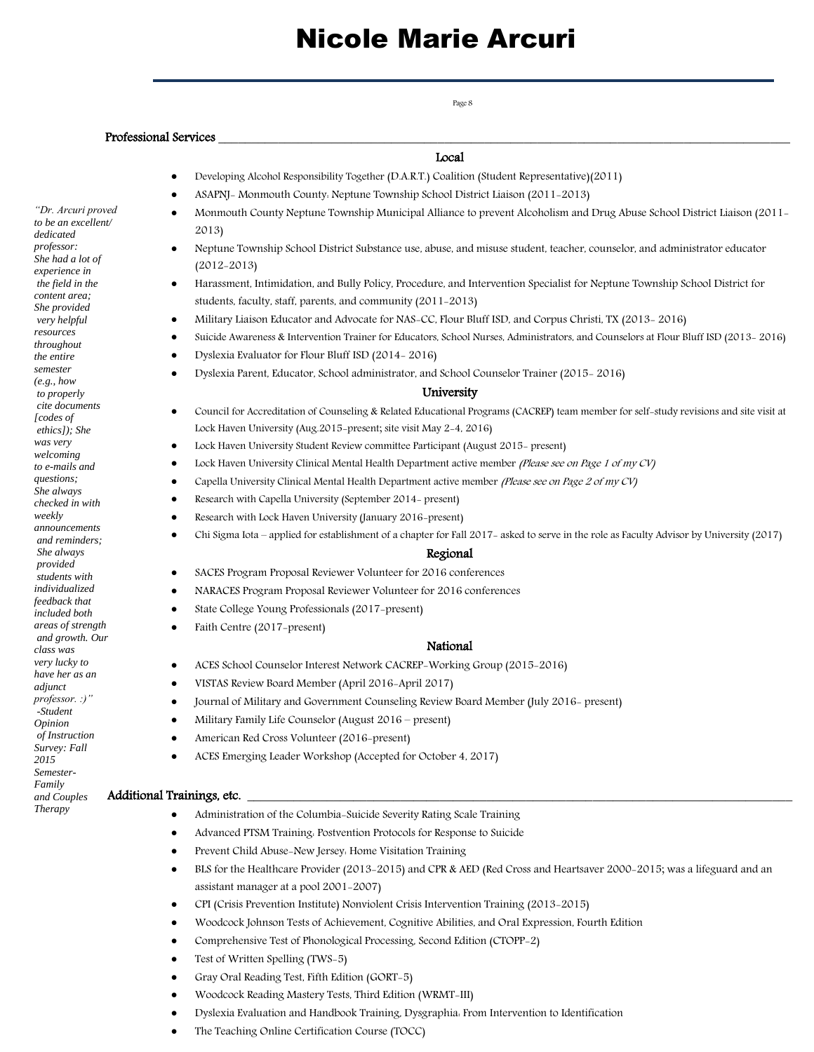# Nicole Marie Arcuri

## Professional Services

### Local

- Developing Alcohol Responsibility Together (D.A.R.T.) Coalition (Student Representative)(2011)
- ASAPNJ- Monmouth County: Neptune Township School District Liaison (2011-2013)
- Monmouth County Neptune Township Municipal Alliance to prevent Alcoholism and Drug Abuse School District Liaison (2011-2013)
- Neptune Township School District Substance use, abuse, and misuse student, teacher, counselor, and administrator educator (2012-2013)
- Harassment, Intimidation, and Bully Policy, Procedure, and Intervention Specialist for Neptune Township School District for students, faculty, staff, parents, and community (2011-2013)
- Military Liaison Educator and Advocate for NAS-CC, Flour Bluff ISD, and Corpus Christi, TX (2013- 2016)
- Suicide Awareness & Intervention Trainer for Educators, School Nurses, Administrators, and Counselors at Flour Bluff ISD (2013- 2016)
- Dyslexia Evaluator for Flour Bluff ISD (2014- 2016)
- Dyslexia Parent, Educator, School administrator, and School Counselor Trainer (2015- 2016)

### University

- Council for Accreditation of Counseling & Related Educational Programs (CACREP) team member for self-study revisions and site visit at Lock Haven University (Aug.2015-present; site visit May 2-4, 2016)
- Lock Haven University Student Review committee Participant (August 2015- present)
- Lock Haven University Clinical Mental Health Department active member *(Please see on Page 1 of my CV)*
- Capella University Clinical Mental Health Department active member *(Please see on Page 2 of my CV)*
- Research with Capella University (September 2014- present)
- Research with Lock Haven University (January 2016-present)
- Chi Sigma Iota – applied for establishment of a chapter for Fall 2017- asked to serve in the role as Faculty Advisor by University (2017)

### Regional

- SACES Program Proposal Reviewer Volunteer for 2016 conferences
- NARACES Program Proposal Reviewer Volunteer for 2016 conferences
- State College Young Professionals (2017-present)
- Faith Centre (2017-present)

### National

- ACES School Counselor Interest Network CACREP-Working Group (2015-2016)
- VISTAS Review Board Member (April 2016-April 2017)
- Journal of Military and Government Counseling Review Board Member (July 2016- present)
- Military Family Life Counselor (August 2016 – present)
- American Red Cross Volunteer (2016-present)
- ACES Emerging Leader Workshop (Accepted for October 4, 2017)

*"Dr. Arcuri proved to be an excellent/ dedicated professor: She had a lot of experience in the field in the content area; She provided very helpful resources throughout the entire semester (e.g., how to properly cite documents [codes of ethics]); She was very welcoming to e-mails and questions; She always checked in with weekly announcements and reminders; She always provided students with individualized feedback that included both areas of strength and growth. Our class was very lucky to have her as an adjunct professor. :)" -Student Opinion of Instruction Survey: Fall 2015 Semester- Family and Couples Therapy*

## Additional Trainings, etc.

- Administration of the Columbia-Suicide Severity Rating Scale Training
- Advanced PTSM Training: Postvention Protocols for Response to Suicide
- Prevent Child Abuse-New Jersey: Home Visitation Training
- BLS for the Healthcare Provider (2013-2015) and CPR & AED (Red Cross and Heartsaver 2000-2015; was a lifeguard and an assistant manager at a pool 2001-2007)
- CPI (Crisis Prevention Institute) Nonviolent Crisis Intervention Training (2013-2015)
- Woodcock Johnson Tests of Achievement, Cognitive Abilities, and Oral Expression, Fourth Edition
- Comprehensive Test of Phonological Processing, Second Edition (CTOPP-2)
- Test of Written Spelling (TWS-5)
- Gray Oral Reading Test, Fifth Edition (GORT-5)
- Woodcock Reading Mastery Tests, Third Edition (WRMT-III)
- Dyslexia Evaluation and Handbook Training, Dysgraphia: From Intervention to Identification
- The Teaching Online Certification Course (TOCC)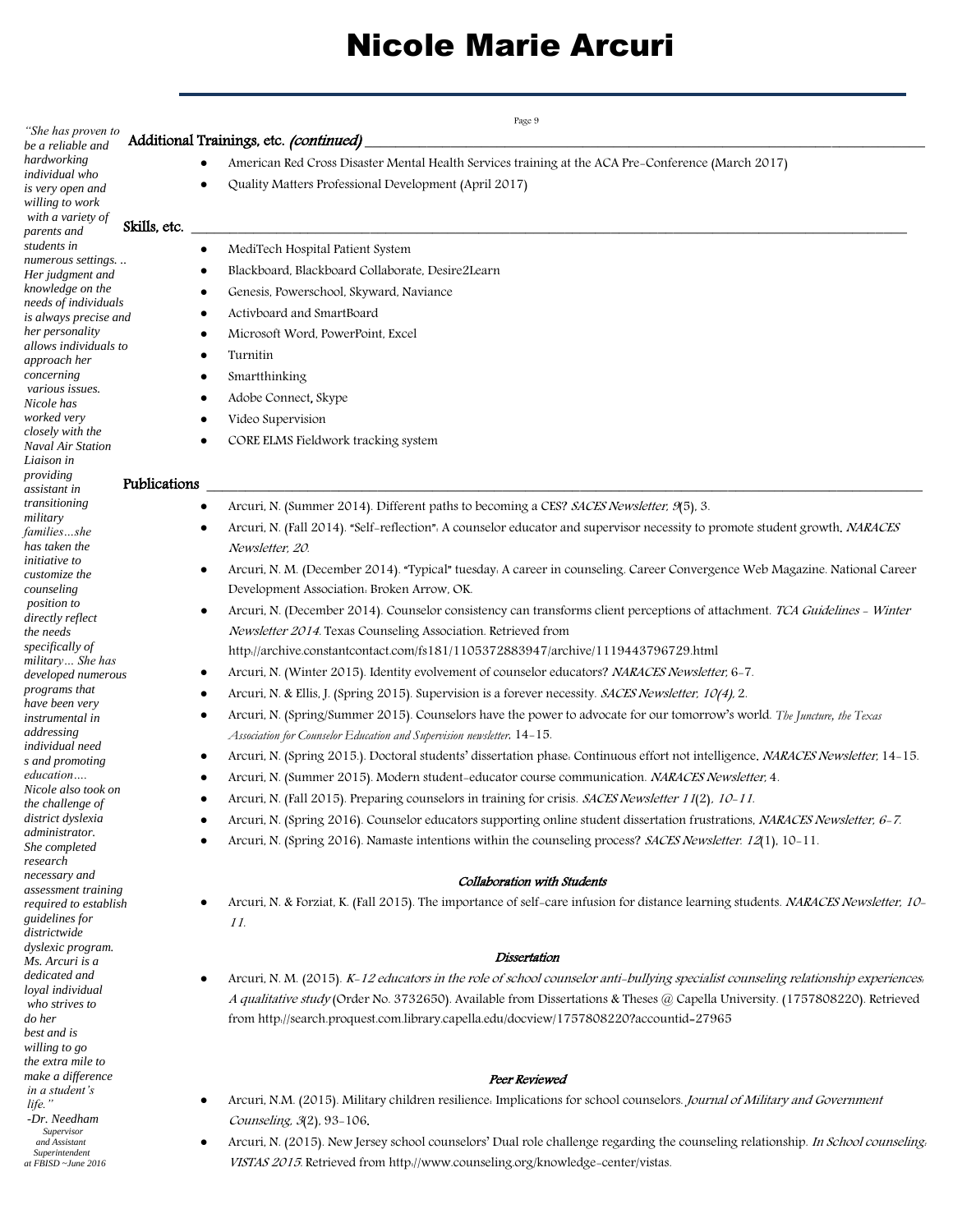# Nicole Marie Arcuri

*"She has proven to be a reliable and hardworking individual who is very open and willing to work with a variety of parents and students in numerous settings. .. Her judgment and knowledge on the needs of individuals is always precise and her personality allows individuals to approach her concerning various issues. Nicole has worked very closely with the Naval Air Station Liaison in providing assistant in transitioning military families…she has taken the initiative to customize the counseling position to directly reflect the needs specifically of military… She has developed numerous programs that have been very instrumental in addressing individual need s and promoting education…. Nicole also took on the challenge of district dyslexia administrator. She completed research necessary and assessment training required to establish guidelines for districtwide dyslexic program. Ms. Arcuri is a dedicated and loyal individual who strives to do her best and is willing to go the extra mile to make a difference in a student's life."*

*-Dr. Needham*
*Supervisor and Assistant Superintendent at FBISD ~June 2016*

## Additional Trainings, etc. *(continued)*

- American Red Cross Disaster Mental Health Services training at the ACA Pre-Conference (March 2017)
- Quality Matters Professional Development (April 2017)

## Skills, etc.

- MediTech Hospital Patient System
- Blackboard, Blackboard Collaborate, Desire2Learn
- Genesis, Powerschool, Skyward, Naviance
- Activboard and SmartBoard
- Microsoft Word, PowerPoint, Excel
- Turnitin
- Smartthinking
- Adobe Connect, Skype
- Video Supervision
- CORE ELMS Fieldwork tracking system

## Publications

- Arcuri, N. (Summer 2014). Different paths to becoming a CES? *SACES Newsletter, 9*(5), 3.
- Arcuri, N. (Fall 2014). "Self-reflection": A counselor educator and supervisor necessity to promote student growth. *NARACES Newsletter, 20.*
- Arcuri, N. M. (December 2014). "Typical" tuesday: A career in counseling. Career Convergence Web Magazine. National Career Development Association: Broken Arrow, OK.
- Arcuri, N. (December 2014). Counselor consistency can transforms client perceptions of attachment. *TCA Guidelines - Winter Newsletter 2014.* Texas Counseling Association. Retrieved from http://archive.constantcontact.com/fs181/1105372883947/archive/1119443796729.html
- Arcuri, N. (Winter 2015). Identity evolvement of counselor educators? *NARACES Newsletter,* 6-7.
- Arcuri, N. & Ellis, J. (Spring 2015). Supervision is a forever necessity. *SACES Newsletter, 10(4),* 2.
- Arcuri, N. (Spring/Summer 2015). Counselors have the power to advocate for our tomorrow's world. *The Juncture, the Texas Association for Counselor Education and Supervision newsletter,* 14-15.
- Arcuri, N. (Spring 2015.). Doctoral students' dissertation phase: Continuous effort not intelligence. *NARACES Newsletter,* 14-15.
- Arcuri, N. (Summer 2015). Modern student-educator course communication. *NARACES Newsletter,* 4.
- Arcuri, N. (Fall 2015). Preparing counselors in training for crisis. *SACES Newsletter 11*(2), *10-11.*
- Arcuri, N. (Spring 2016). Counselor educators supporting online student dissertation frustrations, *NARACES Newsletter, 6-7.*
- Arcuri, N. (Spring 2016). Namaste intentions within the counseling process? *SACES Newsletter. 12*(1), 10-11.

### *Collaboration with Students*

- Arcuri, N. & Forziat, K. (Fall 2015). The importance of self-care infusion for distance learning students. *NARACES Newsletter, 10-11.*

### *Dissertation*

- Arcuri, N. M. (2015). *K-12 educators in the role of school counselor anti-bullying specialist counseling relationship experiences: A qualitative study* (Order No. 3732650). Available from Dissertations & Theses @ Capella University. (1757808220). Retrieved from http://search.proquest.com.library.capella.edu/docview/1757808220?accountid=27965

### *Peer Reviewed*

- Arcuri, N.M. (2015). Military children resilience: Implications for school counselors. *Journal of Military and Government Counseling, 3*(2), 93-106.
- Arcuri, N. (2015). New Jersey school counselors' Dual role challenge regarding the counseling relationship. *In School counseling: VISTAS 2015.* Retrieved from http://www.counseling.org/knowledge-center/vistas.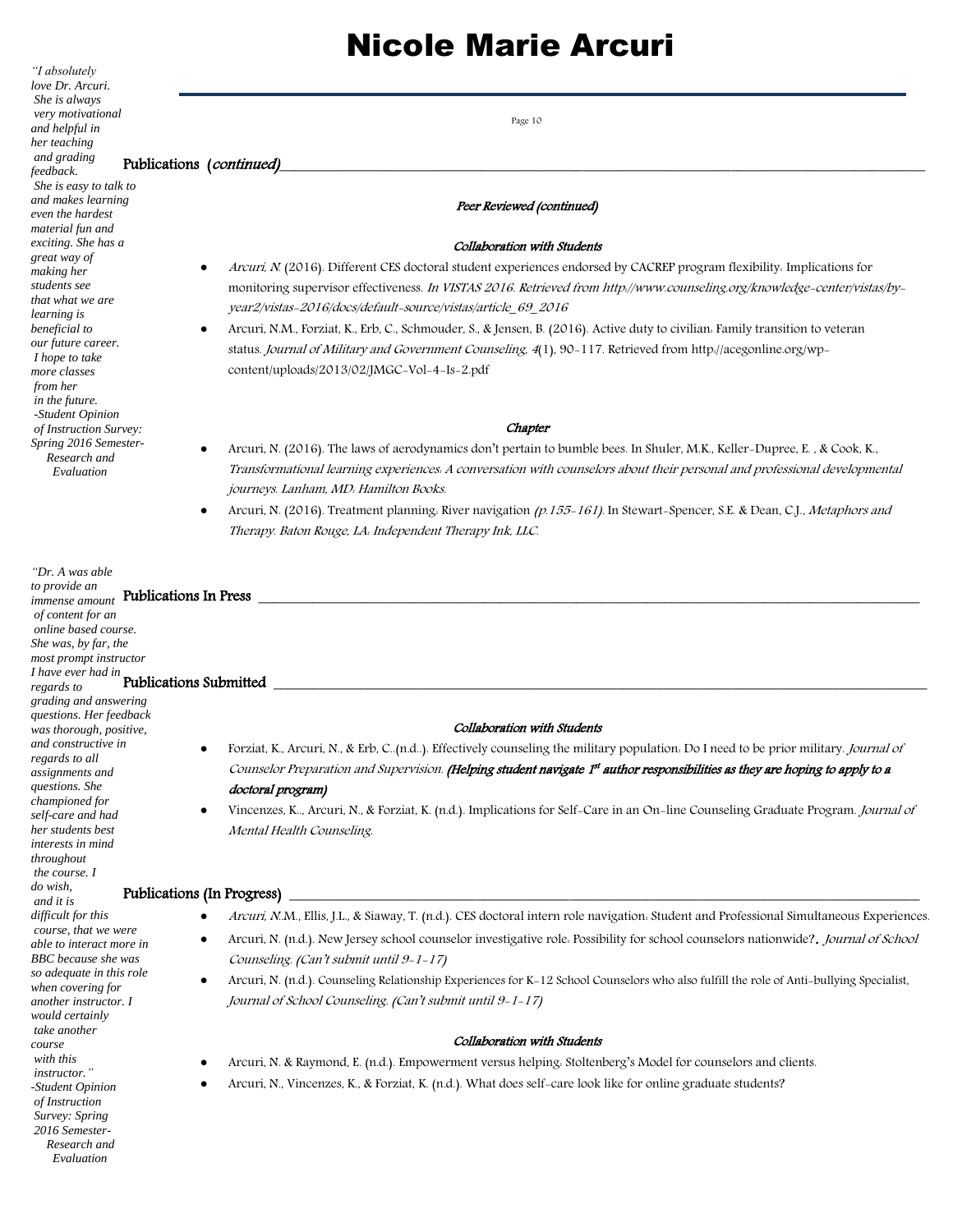> *"I absolutely love Dr. Arcuri. She is always very motivational and helpful in her teaching and grading feedback. She is easy to talk to and makes learning even the hardest material fun and exciting. She has a great way of making her students see that what we are learning is beneficial to our future career. I hope to take more classes from her in the future.*
> *-Student Opinion of Instruction Survey: Spring 2016 Semester- Research and Evaluation*

## Publications (*continued*)

### *Peer Reviewed (continued)*

#### *Collaboration with Students*

- *Arcuri, N.* (2016). Different CES doctoral student experiences endorsed by CACREP program flexibility: Implications for monitoring supervisor effectiveness. *In VISTAS 2016. Retrieved from http://www.counseling.org/knowledge-center/vistas/by-year2/vistas-2016/docs/default-source/vistas/article_69_2016*
- Arcuri, N.M., Forziat, K., Erb, C., Schmouder, S., & Jensen, B. (2016). Active duty to civilian: Family transition to veteran status. *Journal of Military and Government Counseling, 4*(1), 90-117. Retrieved from http://acegonline.org/wp-content/uploads/2013/02/JMGC-Vol-4-Is-2.pdf

### *Chapter*

- Arcuri, N. (2016). The laws of aerodynamics don't pertain to bumble bees. In Shuler, M.K., Keller-Dupree, E. , & Cook, K., *Transformational learning experiences: A conversation with counselors about their personal and professional developmental journeys. Lanham, MD: Hamilton Books.*
- Arcuri, N. (2016). Treatment planning: River navigation *(p.155-161)*. In Stewart-Spencer, S.E. & Dean, C.J., *Metaphors and Therapy. Baton Rouge, LA: Independent Therapy Ink, LLC.*

> *"Dr. A was able to provide an immense amount of content for an online based course. She was, by far, the most prompt instructor I have ever had in regards to grading and answering questions. Her feedback was thorough, positive, and constructive in regards to all assignments and questions. She championed for self-care and had her students best interests in mind throughout the course. I do wish, and it is difficult for this course, that we were able to interact more in BBC because she was so adequate in this role when covering for another instructor. I would certainly take another course with this instructor."*
> *-Student Opinion of Instruction Survey: Spring 2016 Semester- Research and Evaluation*

## Publications In Press

## Publications Submitted

#### *Collaboration with Students*

- Forziat, K., Arcuri, N., & Erb, C..(n.d..). Effectively counseling the military population: Do I need to be prior military. *Journal of Counselor Preparation and Supervision.* ***(Helping student navigate 1st author responsibilities as they are hoping to apply to a doctoral program)***
- Vincenzes, K.., Arcuri, N., & Forziat, K. (n.d.). Implications for Self-Care in an On-line Counseling Graduate Program. *Journal of Mental Health Counseling.*

## Publications (In Progress)

- *Arcuri, N.*M., Ellis, J.L., & Siaway, T. (n.d.). CES doctoral intern role navigation: Student and Professional Simultaneous Experiences.
- Arcuri, N. (n.d.). New Jersey school counselor investigative role: Possibility for school counselors nationwide?. *Journal of School Counseling. (Can't submit until 9-1-17)*
- Arcuri, N. (n.d.). Counseling Relationship Experiences for K-12 School Counselors who also fulfill the role of Anti-bullying Specialist, *Journal of School Counseling. (Can't submit until 9-1-17)*

#### *Collaboration with Students*

- Arcuri, N. & Raymond, E. (n.d.). Empowerment versus helping: Stoltenberg's Model for counselors and clients.
- Arcuri, N., Vincenzes, K., & Forziat, K. (n.d.). What does self-care look like for online graduate students?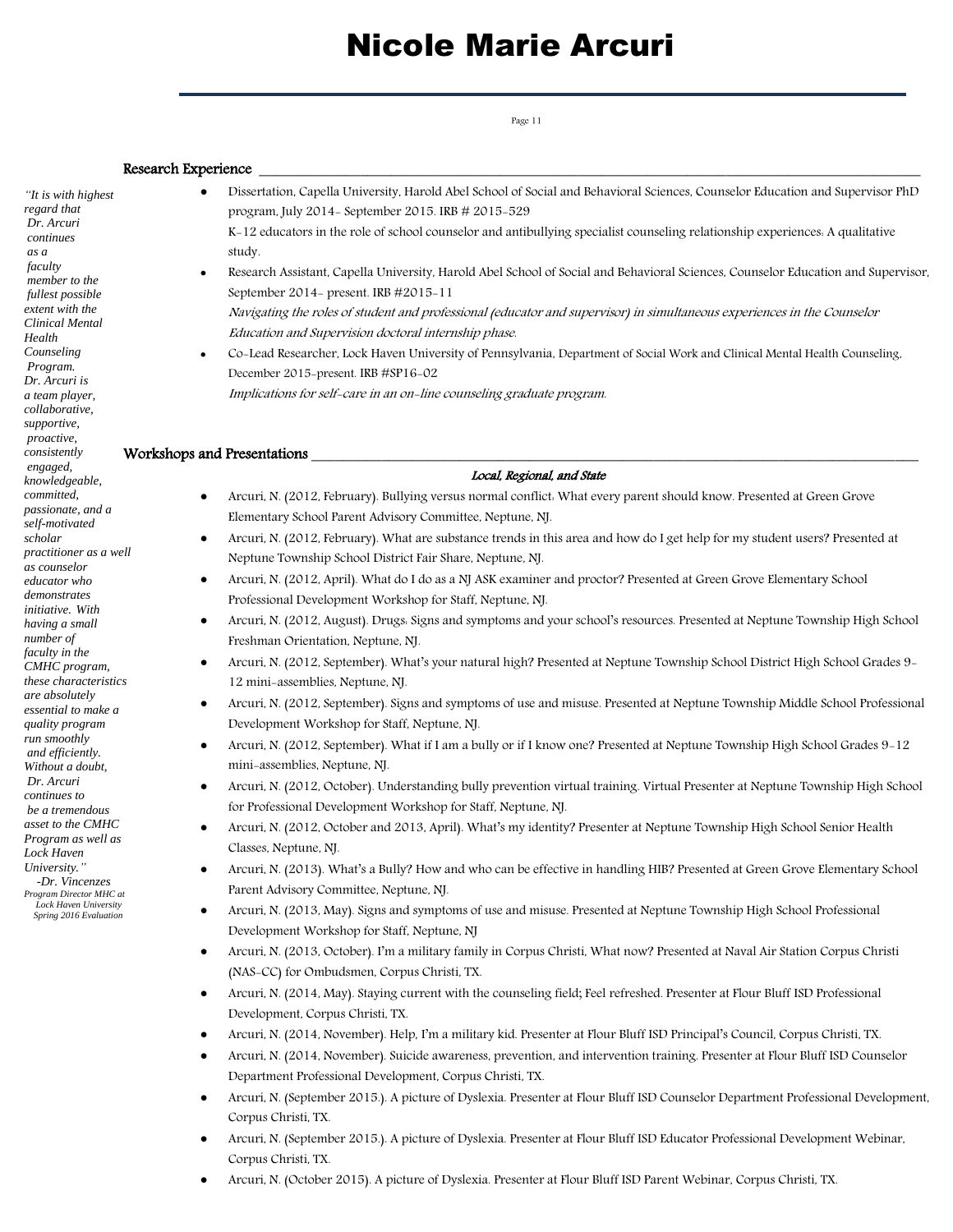# Nicole Marie Arcuri

## Research Experience

- Dissertation, Capella University, Harold Abel School of Social and Behavioral Sciences, Counselor Education and Supervisor PhD program, July 2014- September 2015. IRB # 2015-529
  K-12 educators in the role of school counselor and antibullying specialist counseling relationship experiences: A qualitative study.
- Research Assistant, Capella University, Harold Abel School of Social and Behavioral Sciences, Counselor Education and Supervisor, September 2014- present. IRB #2015-11
  *Navigating the roles of student and professional (educator and supervisor) in simultaneous experiences in the Counselor Education and Supervision doctoral internship phase.*
- Co-Lead Researcher, Lock Haven University of Pennsylvania, Department of Social Work and Clinical Mental Health Counseling, December 2015-present. IRB #SP16-02
  *Implications for self-care in an on-line counseling graduate program.*

*"It is with highest regard that Dr. Arcuri continues as a faculty member to the fullest possible extent with the Clinical Mental Health Counseling Program. Dr. Arcuri is a team player, collaborative, supportive, proactive, consistently engaged, knowledgeable, committed, passionate, and a self-motivated scholar practitioner as a well as counselor educator who demonstrates initiative. With having a small number of faculty in the CMHC program, these characteristics are absolutely essential to make a quality program run smoothly and efficiently. Without a doubt, Dr. Arcuri continues to be a tremendous asset to the CMHC Program as well as Lock Haven University."*
*-Dr. Vincenzes*
*Program Director MHC at Lock Haven University Spring 2016 Evaluation*

## Workshops and Presentations

### *Local, Regional, and State*

- Arcuri, N. (2012, February). Bullying versus normal conflict: What every parent should know. Presented at Green Grove Elementary School Parent Advisory Committee, Neptune, NJ.
- Arcuri, N. (2012, February). What are substance trends in this area and how do I get help for my student users? Presented at Neptune Township School District Fair Share, Neptune, NJ.
- Arcuri, N. (2012, April). What do I do as a NJ ASK examiner and proctor? Presented at Green Grove Elementary School Professional Development Workshop for Staff, Neptune, NJ.
- Arcuri, N. (2012, August). Drugs: Signs and symptoms and your school's resources. Presented at Neptune Township High School Freshman Orientation, Neptune, NJ.
- Arcuri, N. (2012, September). What's your natural high? Presented at Neptune Township School District High School Grades 9-12 mini-assemblies, Neptune, NJ.
- Arcuri, N. (2012, September). Signs and symptoms of use and misuse. Presented at Neptune Township Middle School Professional Development Workshop for Staff, Neptune, NJ.
- Arcuri, N. (2012, September). What if I am a bully or if I know one? Presented at Neptune Township High School Grades 9-12 mini-assemblies, Neptune, NJ.
- Arcuri, N. (2012, October). Understanding bully prevention virtual training. Virtual Presenter at Neptune Township High School for Professional Development Workshop for Staff, Neptune, NJ.
- Arcuri, N. (2012, October and 2013, April). What's my identity? Presenter at Neptune Township High School Senior Health Classes, Neptune, NJ.
- Arcuri, N. (2013). What's a Bully? How and who can be effective in handling HIB? Presented at Green Grove Elementary School Parent Advisory Committee, Neptune, NJ.
- Arcuri, N. (2013, May). Signs and symptoms of use and misuse. Presented at Neptune Township High School Professional Development Workshop for Staff, Neptune, NJ
- Arcuri, N. (2013, October). I'm a military family in Corpus Christi, What now? Presented at Naval Air Station Corpus Christi (NAS-CC) for Ombudsmen, Corpus Christi, TX.
- Arcuri, N. (2014, May). Staying current with the counseling field; Feel refreshed. Presenter at Flour Bluff ISD Professional Development, Corpus Christi, TX.
- Arcuri, N. (2014, November). Help, I'm a military kid. Presenter at Flour Bluff ISD Principal's Council, Corpus Christi, TX.
- Arcuri, N. (2014, November). Suicide awareness, prevention, and intervention training. Presenter at Flour Bluff ISD Counselor Department Professional Development, Corpus Christi, TX.
- Arcuri, N. (September 2015.). A picture of Dyslexia. Presenter at Flour Bluff ISD Counselor Department Professional Development, Corpus Christi, TX.
- Arcuri, N. (September 2015.). A picture of Dyslexia. Presenter at Flour Bluff ISD Educator Professional Development Webinar, Corpus Christi, TX.
- Arcuri, N. (October 2015). A picture of Dyslexia. Presenter at Flour Bluff ISD Parent Webinar, Corpus Christi, TX.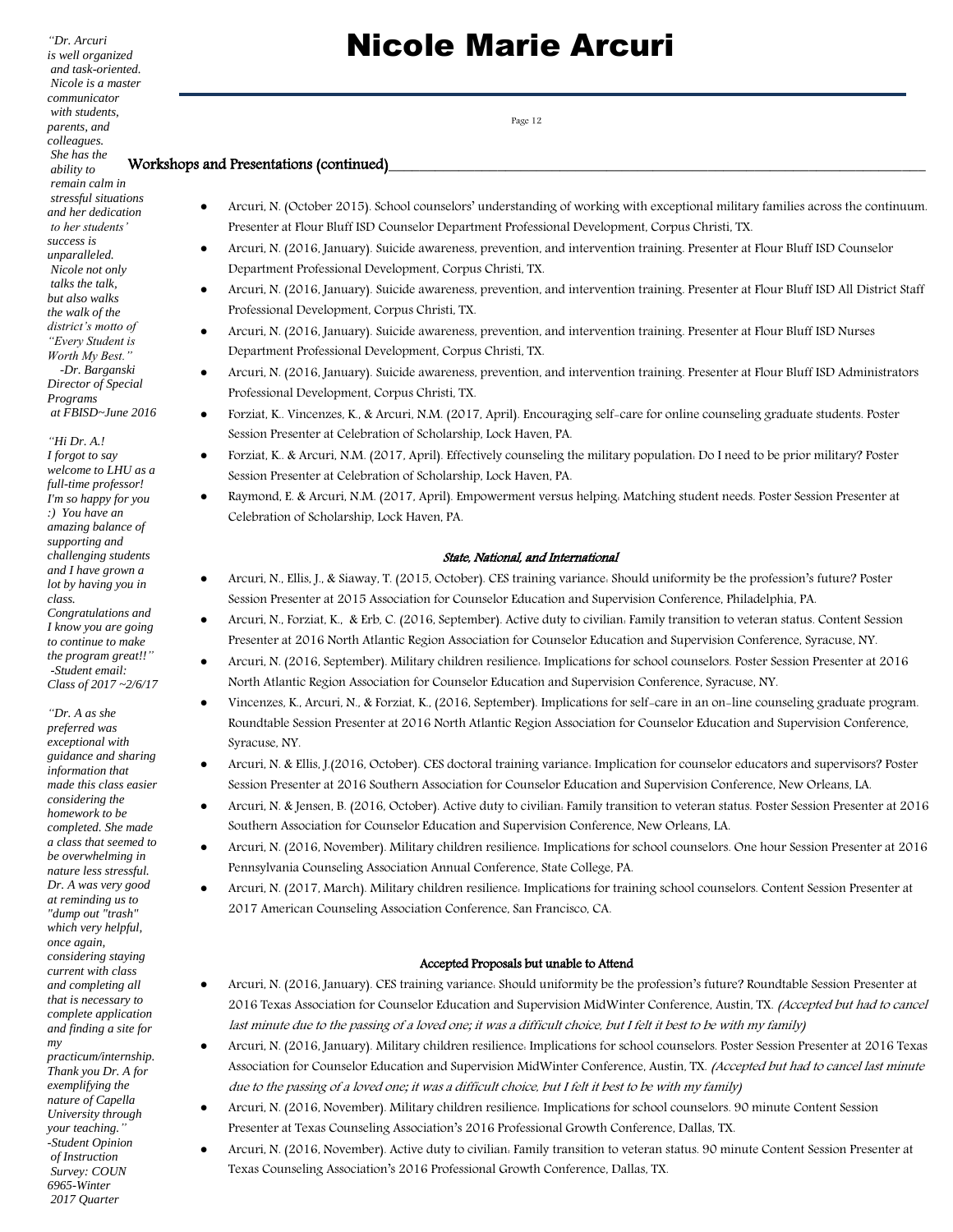# Nicole Marie Arcuri

*"Dr. Arcuri is well organized and task-oriented. Nicole is a master communicator with students, parents, and colleagues. She has the ability to remain calm in stressful situations and her dedication to her students' success is unparalleled. Nicole not only talks the talk, but also walks the walk of the district's motto of "Every Student is Worth My Best."*
*-Dr. Barganski Director of Special Programs at FBISD~June 2016*

*"Hi Dr. A.! I forgot to say welcome to LHU as a full-time professor! I'm so happy for you :) You have an amazing balance of supporting and challenging students and I have grown a lot by having you in class. Congratulations and I know you are going to continue to make the program great!!"*
*-Student email: Class of 2017 ~2/6/17*

*"Dr. A as she preferred was exceptional with guidance and sharing information that made this class easier considering the homework to be completed. She made a class that seemed to be overwhelming in nature less stressful. Dr. A was very good at reminding us to "dump out "trash" which very helpful, once again, considering staying current with class and completing all that is necessary to complete application and finding a site for my practicum/internship. Thank you Dr. A for exemplifying the nature of Capella University through your teaching."*
*-Student Opinion of Instruction Survey: COUN 6965-Winter 2017 Quarter*

## Workshops and Presentations (continued)

- Arcuri, N. (October 2015). School counselors' understanding of working with exceptional military families across the continuum. Presenter at Flour Bluff ISD Counselor Department Professional Development, Corpus Christi, TX.
- Arcuri, N. (2016, January). Suicide awareness, prevention, and intervention training. Presenter at Flour Bluff ISD Counselor Department Professional Development, Corpus Christi, TX.
- Arcuri, N. (2016, January). Suicide awareness, prevention, and intervention training. Presenter at Flour Bluff ISD All District Staff Professional Development, Corpus Christi, TX.
- Arcuri, N. (2016, January). Suicide awareness, prevention, and intervention training. Presenter at Flour Bluff ISD Nurses Department Professional Development, Corpus Christi, TX.
- Arcuri, N. (2016, January). Suicide awareness, prevention, and intervention training. Presenter at Flour Bluff ISD Administrators Professional Development, Corpus Christi, TX.
- Forziat, K.. Vincenzes, K., & Arcuri, N.M. (2017, April). Encouraging self-care for online counseling graduate students. Poster Session Presenter at Celebration of Scholarship, Lock Haven, PA.
- Forziat, K.. & Arcuri, N.M. (2017, April). Effectively counseling the military population: Do I need to be prior military? Poster Session Presenter at Celebration of Scholarship, Lock Haven, PA.
- Raymond, E. & Arcuri, N.M. (2017, April). Empowerment versus helping: Matching student needs. Poster Session Presenter at Celebration of Scholarship, Lock Haven, PA.

### *State, National, and International*

- Arcuri, N., Ellis, J., & Siaway, T. (2015, October). CES training variance: Should uniformity be the profession's future? Poster Session Presenter at 2015 Association for Counselor Education and Supervision Conference, Philadelphia, PA.
- Arcuri, N., Forziat, K., & Erb, C. (2016, September). Active duty to civilian: Family transition to veteran status. Content Session Presenter at 2016 North Atlantic Region Association for Counselor Education and Supervision Conference, Syracuse, NY.
- Arcuri, N. (2016, September). Military children resilience: Implications for school counselors. Poster Session Presenter at 2016 North Atlantic Region Association for Counselor Education and Supervision Conference, Syracuse, NY.
- Vincenzes, K., Arcuri, N., & Forziat, K., (2016, September). Implications for self-care in an on-line counseling graduate program. Roundtable Session Presenter at 2016 North Atlantic Region Association for Counselor Education and Supervision Conference, Syracuse, NY.
- Arcuri, N. & Ellis, J.(2016, October). CES doctoral training variance: Implication for counselor educators and supervisors? Poster Session Presenter at 2016 Southern Association for Counselor Education and Supervision Conference, New Orleans, LA.
- Arcuri, N. & Jensen, B. (2016, October). Active duty to civilian: Family transition to veteran status. Poster Session Presenter at 2016 Southern Association for Counselor Education and Supervision Conference, New Orleans, LA.
- Arcuri, N. (2016, November). Military children resilience: Implications for school counselors. One hour Session Presenter at 2016 Pennsylvania Counseling Association Annual Conference, State College, PA.
- Arcuri, N. (2017, March). Military children resilience: Implications for training school counselors. Content Session Presenter at 2017 American Counseling Association Conference, San Francisco, CA.

### Accepted Proposals but unable to Attend

- Arcuri, N. (2016, January). CES training variance: Should uniformity be the profession's future? Roundtable Session Presenter at 2016 Texas Association for Counselor Education and Supervision MidWinter Conference, Austin, TX. *(Accepted but had to cancel last minute due to the passing of a loved one; it was a difficult choice, but I felt it best to be with my family)*
- Arcuri, N. (2016, January). Military children resilience: Implications for school counselors. Poster Session Presenter at 2016 Texas Association for Counselor Education and Supervision MidWinter Conference, Austin, TX. *(Accepted but had to cancel last minute due to the passing of a loved one; it was a difficult choice, but I felt it best to be with my family)*
- Arcuri, N. (2016, November). Military children resilience: Implications for school counselors. 90 minute Content Session Presenter at Texas Counseling Association's 2016 Professional Growth Conference, Dallas, TX.
- Arcuri, N. (2016, November). Active duty to civilian: Family transition to veteran status. 90 minute Content Session Presenter at Texas Counseling Association's 2016 Professional Growth Conference, Dallas, TX.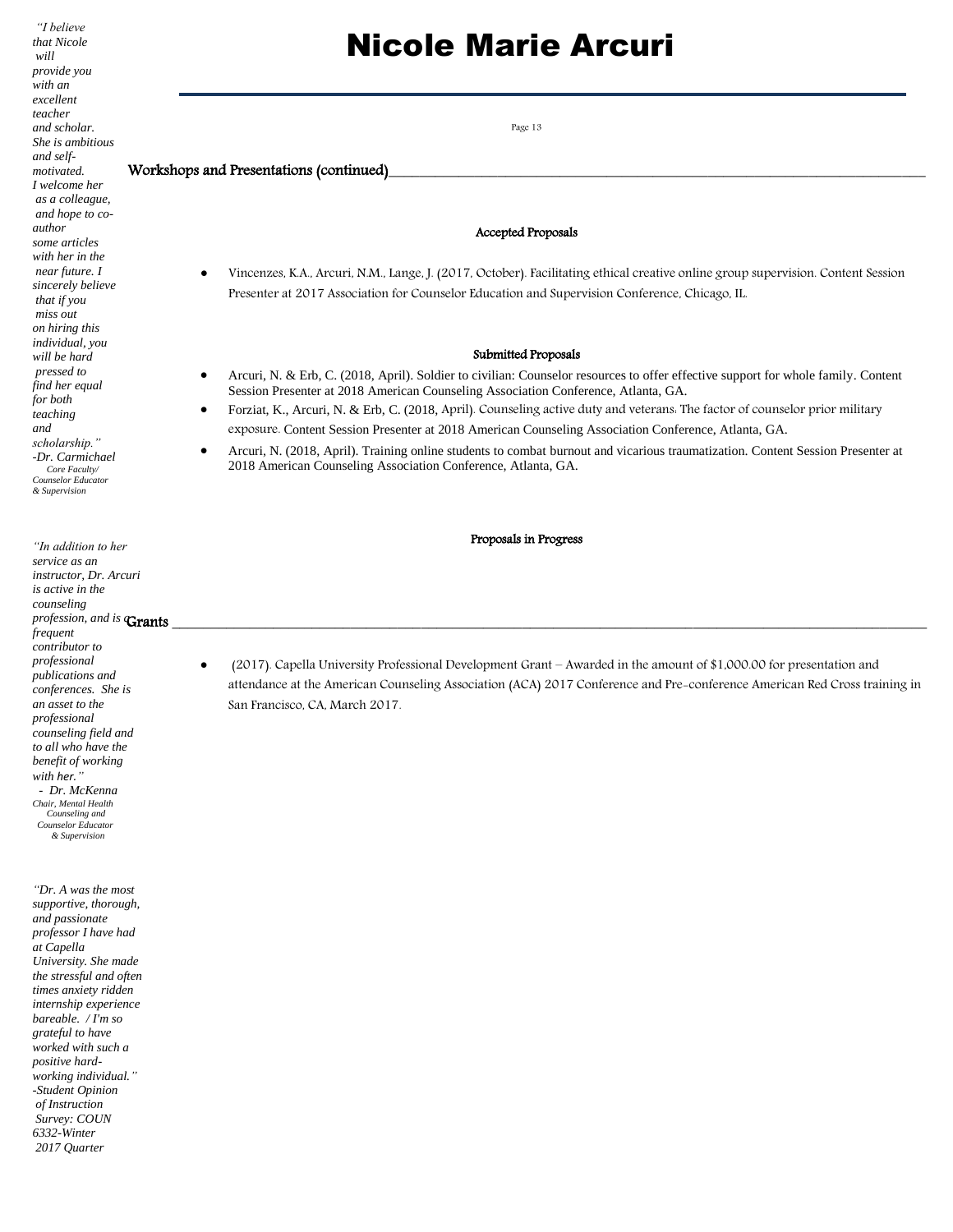# Nicole Marie Arcuri

## Workshops and Presentations (continued)

### Accepted Proposals

- Vincenzes, K.A., Arcuri, N.M., Lange, J. (2017, October). Facilitating ethical creative online group supervision. Content Session Presenter at 2017 Association for Counselor Education and Supervision Conference, Chicago, IL.

### Submitted Proposals

- Arcuri, N. & Erb, C. (2018, April). Soldier to civilian: Counselor resources to offer effective support for whole family. Content Session Presenter at 2018 American Counseling Association Conference, Atlanta, GA.
- Forziat, K., Arcuri, N. & Erb, C. (2018, April). Counseling active duty and veterans: The factor of counselor prior military exposure. Content Session Presenter at 2018 American Counseling Association Conference, Atlanta, GA.
- Arcuri, N. (2018, April). Training online students to combat burnout and vicarious traumatization. Content Session Presenter at 2018 American Counseling Association Conference, Atlanta, GA.

### Proposals in Progress

## Grants

- (2017). Capella University Professional Development Grant – Awarded in the amount of $1,000.00 for presentation and attendance at the American Counseling Association (ACA) 2017 Conference and Pre-conference American Red Cross training in San Francisco, CA, March 2017.

*"I believe that Nicole will provide you with an excellent teacher and scholar. She is ambitious and self-motivated. I welcome her as a colleague, and hope to co-author some articles with her in the near future. I sincerely believe that if you miss out on hiring this individual, you will be hard pressed to find her equal for both teaching and scholarship."*
*-Dr. Carmichael*
*Core Faculty/ Counselor Educator & Supervision*

*"In addition to her service as an instructor, Dr. Arcuri is active in the counseling profession, and is a frequent contributor to professional publications and conferences. She is an asset to the professional counseling field and to all who have the benefit of working with her."*
*- Dr. McKenna*
*Chair, Mental Health Counseling and Counselor Educator & Supervision*

*"Dr. A was the most supportive, thorough, and passionate professor I have had at Capella University. She made the stressful and often times anxiety ridden internship experience bareable. / I'm so grateful to have worked with such a positive hard-working individual."*
*-Student Opinion of Instruction Survey: COUN 6332-Winter 2017 Quarter*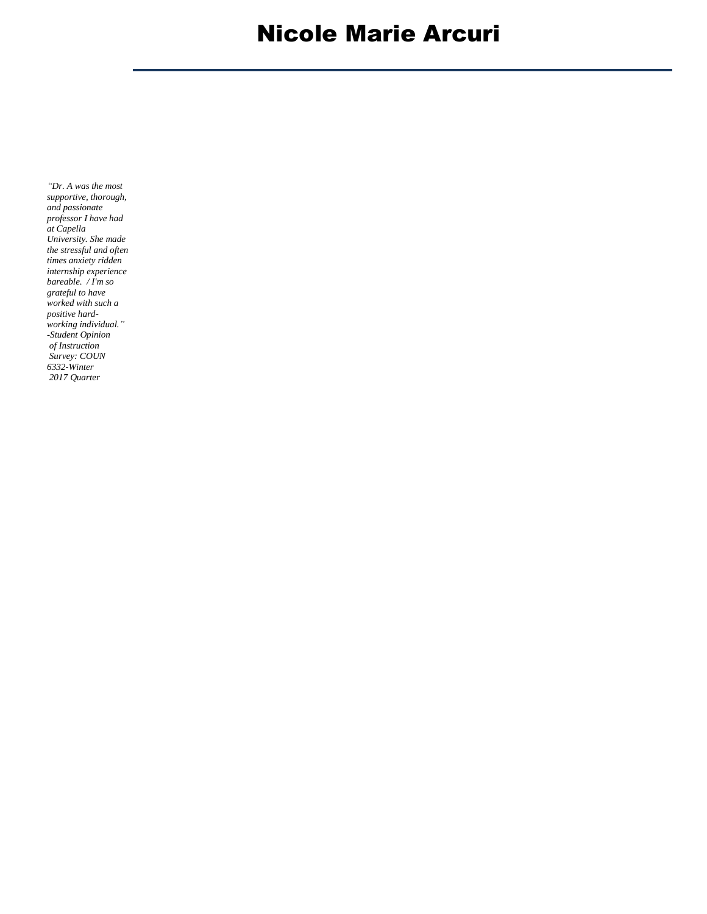# Nicole Marie Arcuri

*"Dr. A was the most supportive, thorough, and passionate professor I have had at Capella University. She made the stressful and often times anxiety ridden internship experience bareable. / I'm so grateful to have worked with such a positive hard-working individual." -Student Opinion of Instruction Survey: COUN 6332-Winter 2017 Quarter*